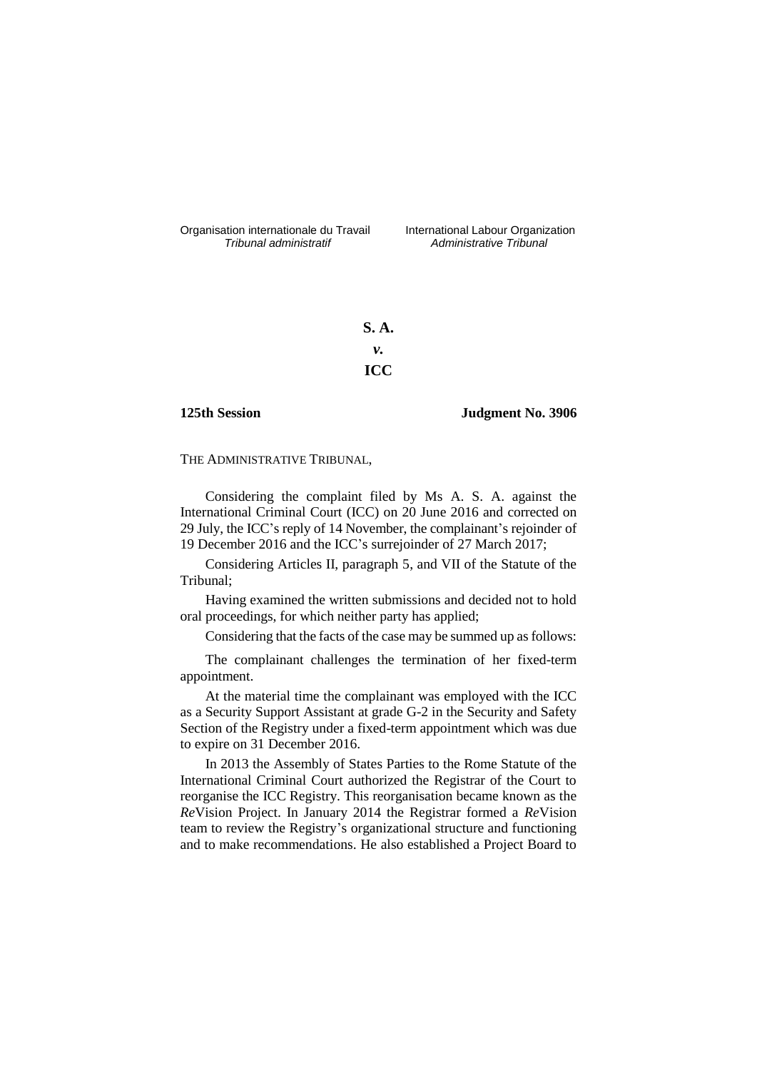Organisation internationale du Travail
*Tribunal administratif*

International Labour Organization
*Administrative Tribunal*

**S. A.**

***v.***

**ICC**

**125th Session** **Judgment No. 3906**

THE ADMINISTRATIVE TRIBUNAL,

Considering the complaint filed by Ms A. S. A. against the International Criminal Court (ICC) on 20 June 2016 and corrected on 29 July, the ICC's reply of 14 November, the complainant's rejoinder of 19 December 2016 and the ICC's surrejoinder of 27 March 2017;

Considering Articles II, paragraph 5, and VII of the Statute of the Tribunal;

Having examined the written submissions and decided not to hold oral proceedings, for which neither party has applied;

Considering that the facts of the case may be summed up as follows:

The complainant challenges the termination of her fixed-term appointment.

At the material time the complainant was employed with the ICC as a Security Support Assistant at grade G-2 in the Security and Safety Section of the Registry under a fixed-term appointment which was due to expire on 31 December 2016.

In 2013 the Assembly of States Parties to the Rome Statute of the International Criminal Court authorized the Registrar of the Court to reorganise the ICC Registry. This reorganisation became known as the *Re*Vision Project. In January 2014 the Registrar formed a *Re*Vision team to review the Registry's organizational structure and functioning and to make recommendations. He also established a Project Board to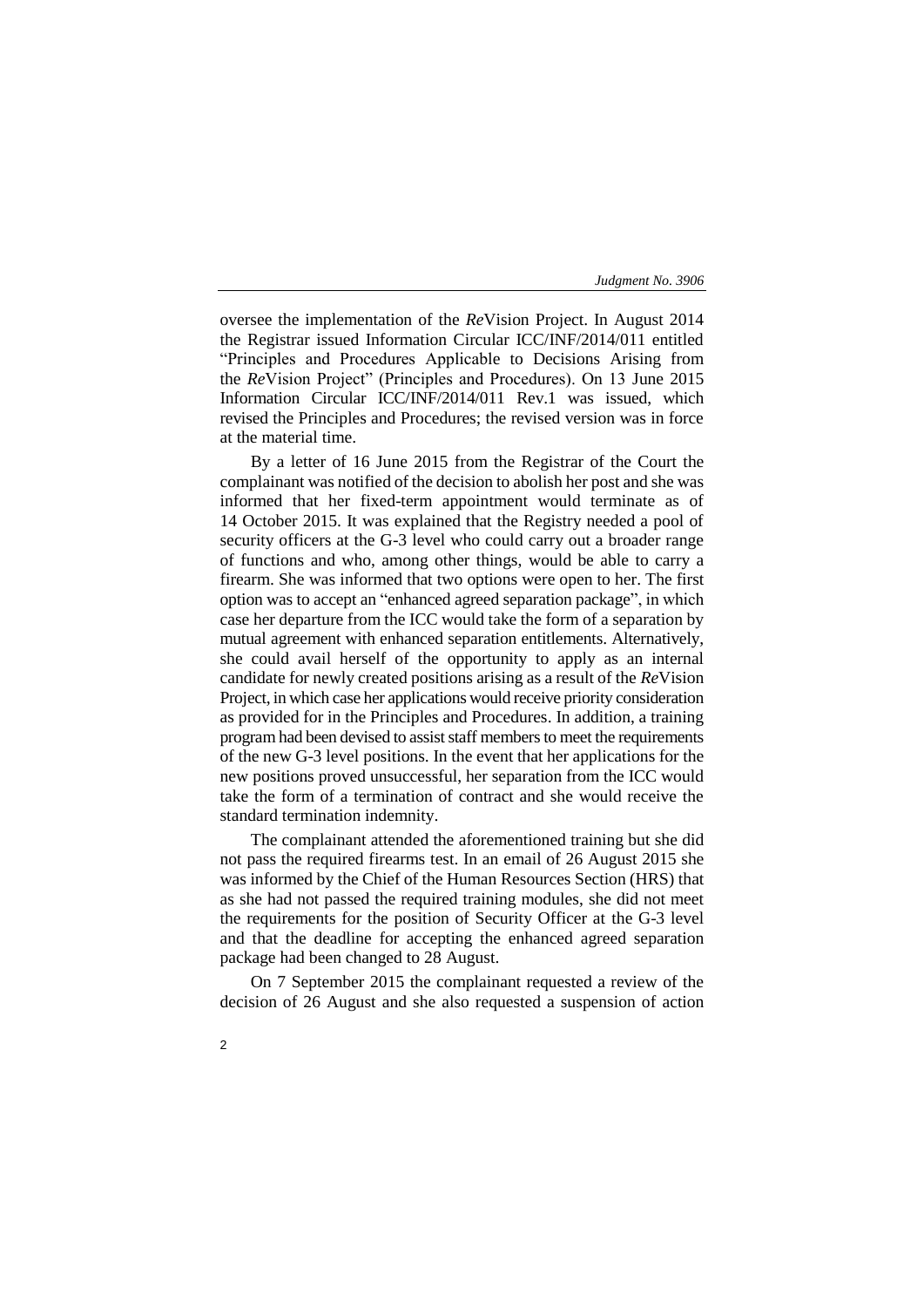oversee the implementation of the *Re*Vision Project. In August 2014 the Registrar issued Information Circular ICC/INF/2014/011 entitled "Principles and Procedures Applicable to Decisions Arising from the *Re*Vision Project" (Principles and Procedures). On 13 June 2015 Information Circular ICC/INF/2014/011 Rev.1 was issued, which revised the Principles and Procedures; the revised version was in force at the material time.

By a letter of 16 June 2015 from the Registrar of the Court the complainant was notified of the decision to abolish her post and she was informed that her fixed-term appointment would terminate as of 14 October 2015. It was explained that the Registry needed a pool of security officers at the G-3 level who could carry out a broader range of functions and who, among other things, would be able to carry a firearm. She was informed that two options were open to her. The first option was to accept an "enhanced agreed separation package", in which case her departure from the ICC would take the form of a separation by mutual agreement with enhanced separation entitlements. Alternatively, she could avail herself of the opportunity to apply as an internal candidate for newly created positions arising as a result of the *Re*Vision Project, in which case her applications would receive priority consideration as provided for in the Principles and Procedures. In addition, a training program had been devised to assist staff members to meet the requirements of the new G-3 level positions. In the event that her applications for the new positions proved unsuccessful, her separation from the ICC would take the form of a termination of contract and she would receive the standard termination indemnity.

The complainant attended the aforementioned training but she did not pass the required firearms test. In an email of 26 August 2015 she was informed by the Chief of the Human Resources Section (HRS) that as she had not passed the required training modules, she did not meet the requirements for the position of Security Officer at the G-3 level and that the deadline for accepting the enhanced agreed separation package had been changed to 28 August.

On 7 September 2015 the complainant requested a review of the decision of 26 August and she also requested a suspension of action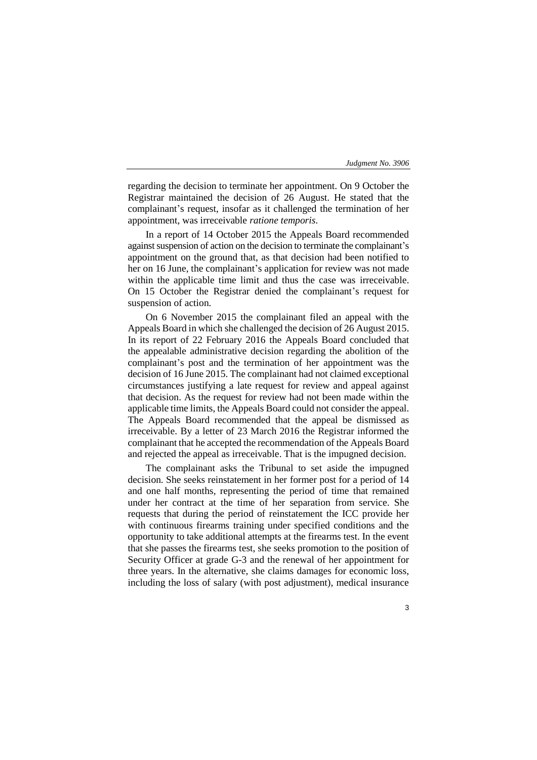regarding the decision to terminate her appointment. On 9 October the Registrar maintained the decision of 26 August. He stated that the complainant's request, insofar as it challenged the termination of her appointment, was irreceivable *ratione temporis*.

In a report of 14 October 2015 the Appeals Board recommended against suspension of action on the decision to terminate the complainant's appointment on the ground that, as that decision had been notified to her on 16 June, the complainant's application for review was not made within the applicable time limit and thus the case was irreceivable. On 15 October the Registrar denied the complainant's request for suspension of action.

On 6 November 2015 the complainant filed an appeal with the Appeals Board in which she challenged the decision of 26 August 2015. In its report of 22 February 2016 the Appeals Board concluded that the appealable administrative decision regarding the abolition of the complainant's post and the termination of her appointment was the decision of 16 June 2015. The complainant had not claimed exceptional circumstances justifying a late request for review and appeal against that decision. As the request for review had not been made within the applicable time limits, the Appeals Board could not consider the appeal. The Appeals Board recommended that the appeal be dismissed as irreceivable. By a letter of 23 March 2016 the Registrar informed the complainant that he accepted the recommendation of the Appeals Board and rejected the appeal as irreceivable. That is the impugned decision.

The complainant asks the Tribunal to set aside the impugned decision. She seeks reinstatement in her former post for a period of 14 and one half months, representing the period of time that remained under her contract at the time of her separation from service. She requests that during the period of reinstatement the ICC provide her with continuous firearms training under specified conditions and the opportunity to take additional attempts at the firearms test. In the event that she passes the firearms test, she seeks promotion to the position of Security Officer at grade G-3 and the renewal of her appointment for three years. In the alternative, she claims damages for economic loss, including the loss of salary (with post adjustment), medical insurance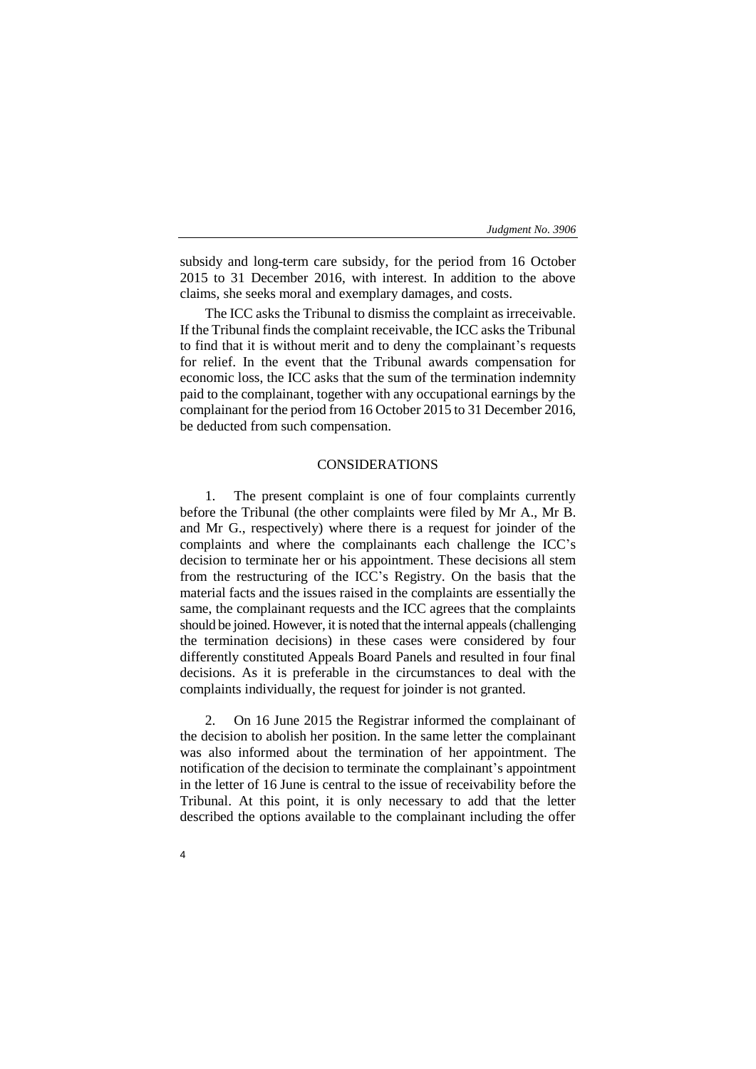subsidy and long-term care subsidy, for the period from 16 October 2015 to 31 December 2016, with interest. In addition to the above claims, she seeks moral and exemplary damages, and costs.

The ICC asks the Tribunal to dismiss the complaint as irreceivable. If the Tribunal finds the complaint receivable, the ICC asks the Tribunal to find that it is without merit and to deny the complainant's requests for relief. In the event that the Tribunal awards compensation for economic loss, the ICC asks that the sum of the termination indemnity paid to the complainant, together with any occupational earnings by the complainant for the period from 16 October 2015 to 31 December 2016, be deducted from such compensation.

## CONSIDERATIONS

1. The present complaint is one of four complaints currently before the Tribunal (the other complaints were filed by Mr A., Mr B. and Mr G., respectively) where there is a request for joinder of the complaints and where the complainants each challenge the ICC's decision to terminate her or his appointment. These decisions all stem from the restructuring of the ICC's Registry. On the basis that the material facts and the issues raised in the complaints are essentially the same, the complainant requests and the ICC agrees that the complaints should be joined. However, it is noted that the internal appeals (challenging the termination decisions) in these cases were considered by four differently constituted Appeals Board Panels and resulted in four final decisions. As it is preferable in the circumstances to deal with the complaints individually, the request for joinder is not granted.

2. On 16 June 2015 the Registrar informed the complainant of the decision to abolish her position. In the same letter the complainant was also informed about the termination of her appointment. The notification of the decision to terminate the complainant's appointment in the letter of 16 June is central to the issue of receivability before the Tribunal. At this point, it is only necessary to add that the letter described the options available to the complainant including the offer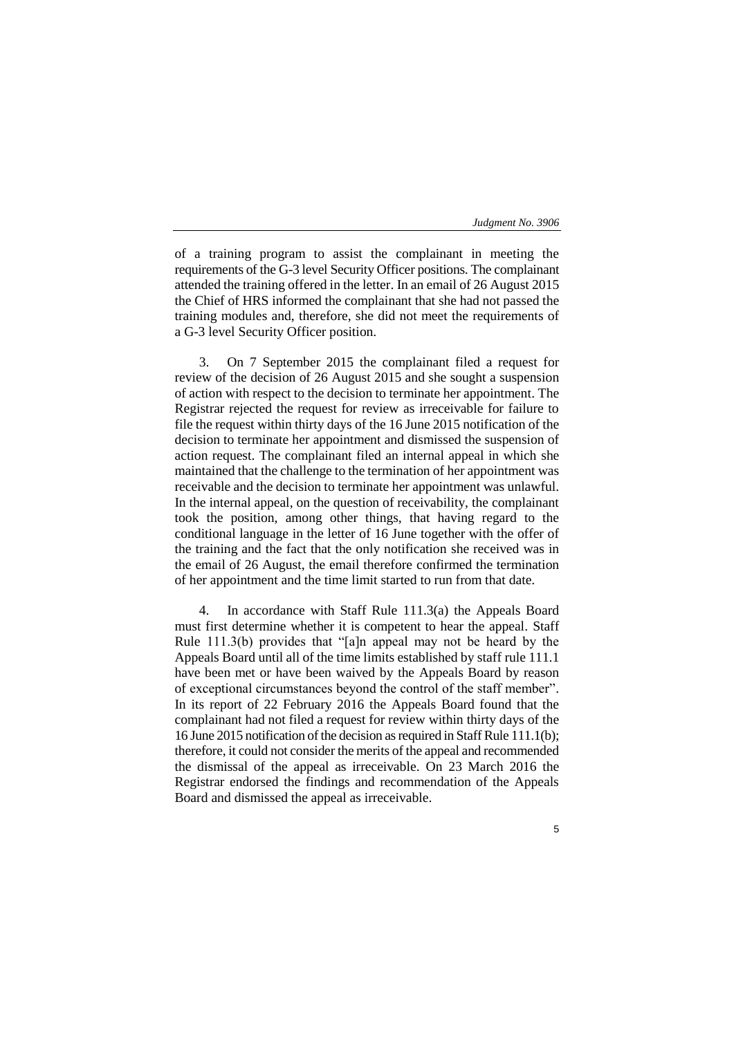of a training program to assist the complainant in meeting the requirements of the G-3 level Security Officer positions. The complainant attended the training offered in the letter. In an email of 26 August 2015 the Chief of HRS informed the complainant that she had not passed the training modules and, therefore, she did not meet the requirements of a G-3 level Security Officer position.

3. On 7 September 2015 the complainant filed a request for review of the decision of 26 August 2015 and she sought a suspension of action with respect to the decision to terminate her appointment. The Registrar rejected the request for review as irreceivable for failure to file the request within thirty days of the 16 June 2015 notification of the decision to terminate her appointment and dismissed the suspension of action request. The complainant filed an internal appeal in which she maintained that the challenge to the termination of her appointment was receivable and the decision to terminate her appointment was unlawful. In the internal appeal, on the question of receivability, the complainant took the position, among other things, that having regard to the conditional language in the letter of 16 June together with the offer of the training and the fact that the only notification she received was in the email of 26 August, the email therefore confirmed the termination of her appointment and the time limit started to run from that date.

4. In accordance with Staff Rule 111.3(a) the Appeals Board must first determine whether it is competent to hear the appeal. Staff Rule 111.3(b) provides that "[a]n appeal may not be heard by the Appeals Board until all of the time limits established by staff rule 111.1 have been met or have been waived by the Appeals Board by reason of exceptional circumstances beyond the control of the staff member". In its report of 22 February 2016 the Appeals Board found that the complainant had not filed a request for review within thirty days of the 16 June 2015 notification of the decision as required in Staff Rule 111.1(b); therefore, it could not consider the merits of the appeal and recommended the dismissal of the appeal as irreceivable. On 23 March 2016 the Registrar endorsed the findings and recommendation of the Appeals Board and dismissed the appeal as irreceivable.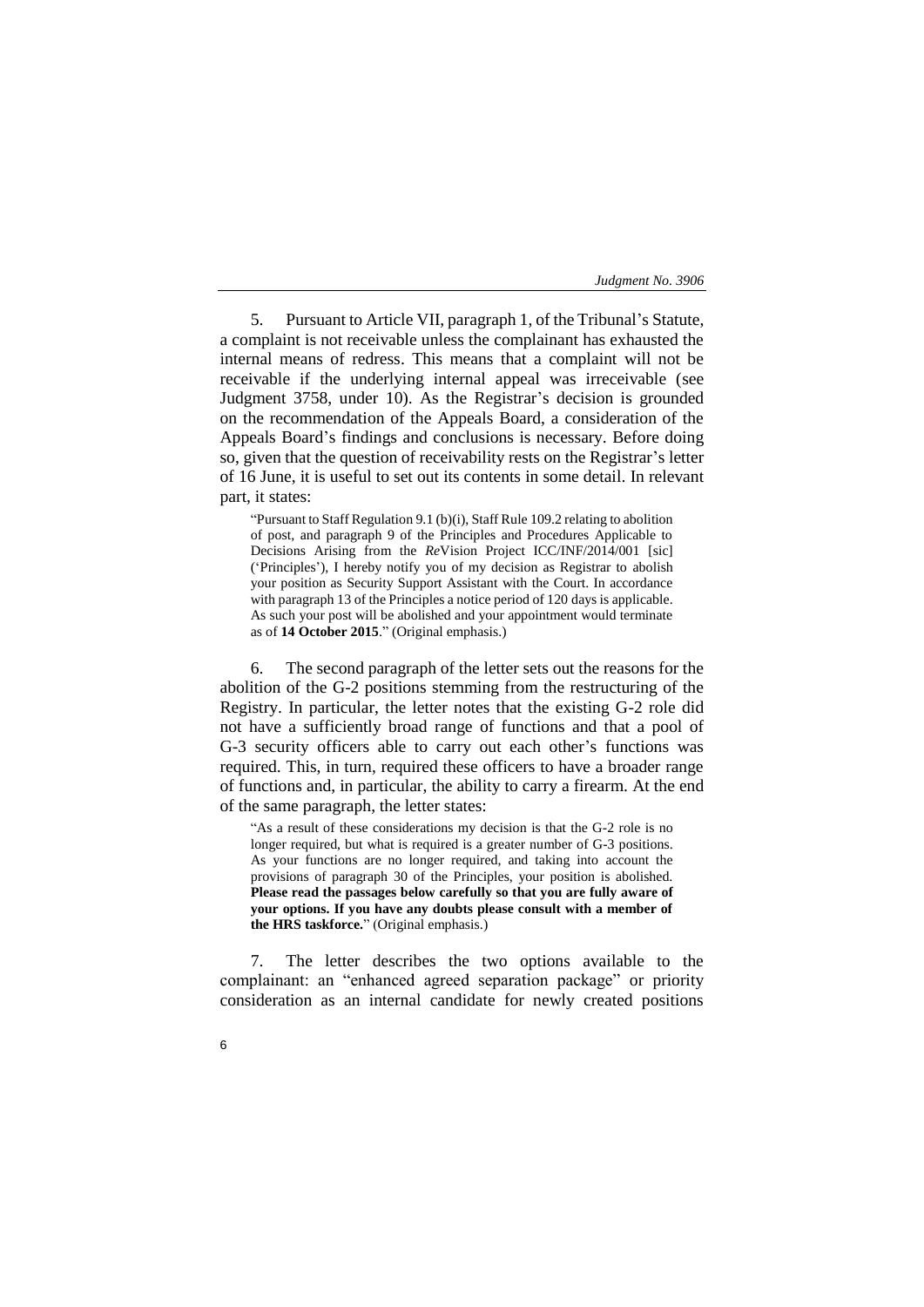5. Pursuant to Article VII, paragraph 1, of the Tribunal's Statute, a complaint is not receivable unless the complainant has exhausted the internal means of redress. This means that a complaint will not be receivable if the underlying internal appeal was irreceivable (see Judgment 3758, under 10). As the Registrar's decision is grounded on the recommendation of the Appeals Board, a consideration of the Appeals Board's findings and conclusions is necessary. Before doing so, given that the question of receivability rests on the Registrar's letter of 16 June, it is useful to set out its contents in some detail. In relevant part, it states:

> "Pursuant to Staff Regulation 9.1 (b)(i), Staff Rule 109.2 relating to abolition of post, and paragraph 9 of the Principles and Procedures Applicable to Decisions Arising from the *Re*Vision Project ICC/INF/2014/001 [sic] ('Principles'), I hereby notify you of my decision as Registrar to abolish your position as Security Support Assistant with the Court. In accordance with paragraph 13 of the Principles a notice period of 120 days is applicable. As such your post will be abolished and your appointment would terminate as of **14 October 2015**." (Original emphasis.)

6. The second paragraph of the letter sets out the reasons for the abolition of the G-2 positions stemming from the restructuring of the Registry. In particular, the letter notes that the existing G-2 role did not have a sufficiently broad range of functions and that a pool of G-3 security officers able to carry out each other's functions was required. This, in turn, required these officers to have a broader range of functions and, in particular, the ability to carry a firearm. At the end of the same paragraph, the letter states:

> "As a result of these considerations my decision is that the G-2 role is no longer required, but what is required is a greater number of G-3 positions. As your functions are no longer required, and taking into account the provisions of paragraph 30 of the Principles, your position is abolished. **Please read the passages below carefully so that you are fully aware of your options. If you have any doubts please consult with a member of the HRS taskforce.**" (Original emphasis.)

7. The letter describes the two options available to the complainant: an "enhanced agreed separation package" or priority consideration as an internal candidate for newly created positions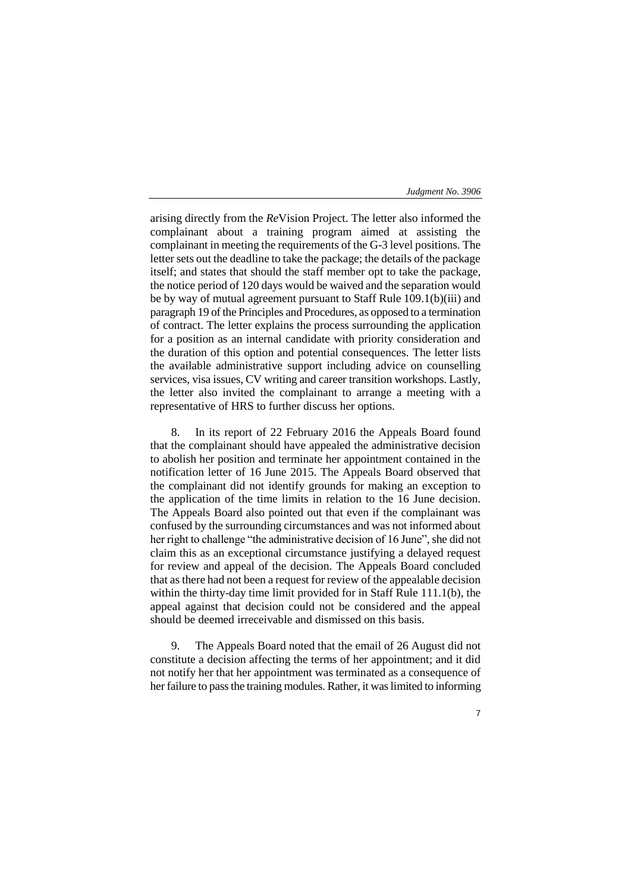arising directly from the *Re*Vision Project. The letter also informed the complainant about a training program aimed at assisting the complainant in meeting the requirements of the G-3 level positions. The letter sets out the deadline to take the package; the details of the package itself; and states that should the staff member opt to take the package, the notice period of 120 days would be waived and the separation would be by way of mutual agreement pursuant to Staff Rule 109.1(b)(iii) and paragraph 19 of the Principles and Procedures, as opposed to a termination of contract. The letter explains the process surrounding the application for a position as an internal candidate with priority consideration and the duration of this option and potential consequences. The letter lists the available administrative support including advice on counselling services, visa issues, CV writing and career transition workshops. Lastly, the letter also invited the complainant to arrange a meeting with a representative of HRS to further discuss her options.

8. In its report of 22 February 2016 the Appeals Board found that the complainant should have appealed the administrative decision to abolish her position and terminate her appointment contained in the notification letter of 16 June 2015. The Appeals Board observed that the complainant did not identify grounds for making an exception to the application of the time limits in relation to the 16 June decision. The Appeals Board also pointed out that even if the complainant was confused by the surrounding circumstances and was not informed about her right to challenge "the administrative decision of 16 June", she did not claim this as an exceptional circumstance justifying a delayed request for review and appeal of the decision. The Appeals Board concluded that as there had not been a request for review of the appealable decision within the thirty-day time limit provided for in Staff Rule 111.1(b), the appeal against that decision could not be considered and the appeal should be deemed irreceivable and dismissed on this basis.

9. The Appeals Board noted that the email of 26 August did not constitute a decision affecting the terms of her appointment; and it did not notify her that her appointment was terminated as a consequence of her failure to pass the training modules. Rather, it was limited to informing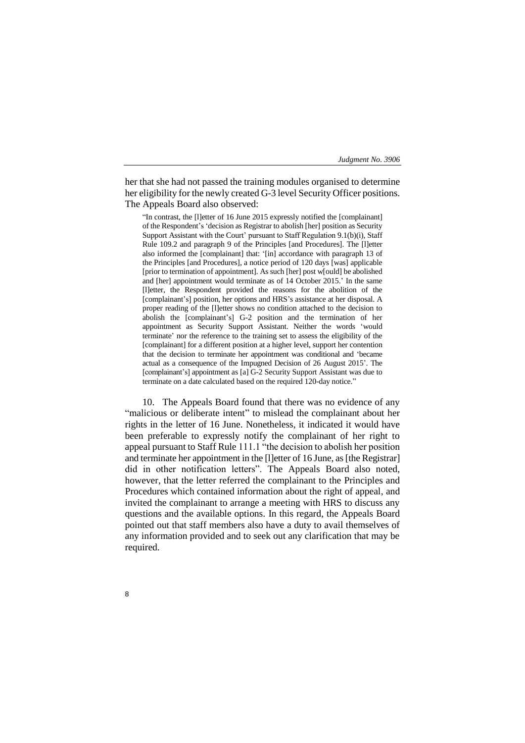her that she had not passed the training modules organised to determine her eligibility for the newly created G-3 level Security Officer positions. The Appeals Board also observed:

> "In contrast, the [l]etter of 16 June 2015 expressly notified the [complainant] of the Respondent's 'decision as Registrar to abolish [her] position as Security Support Assistant with the Court' pursuant to Staff Regulation 9.1(b)(i), Staff Rule 109.2 and paragraph 9 of the Principles [and Procedures]. The [l]etter also informed the [complainant] that: '[in] accordance with paragraph 13 of the Principles [and Procedures], a notice period of 120 days [was] applicable [prior to termination of appointment]. As such [her] post w[ould] be abolished and [her] appointment would terminate as of 14 October 2015.' In the same [l]etter, the Respondent provided the reasons for the abolition of the [complainant's] position, her options and HRS's assistance at her disposal. A proper reading of the [l]etter shows no condition attached to the decision to abolish the [complainant's] G-2 position and the termination of her appointment as Security Support Assistant. Neither the words 'would terminate' nor the reference to the training set to assess the eligibility of the [complainant] for a different position at a higher level, support her contention that the decision to terminate her appointment was conditional and 'became actual as a consequence of the Impugned Decision of 26 August 2015'. The [complainant's] appointment as [a] G-2 Security Support Assistant was due to terminate on a date calculated based on the required 120-day notice."

10. The Appeals Board found that there was no evidence of any "malicious or deliberate intent" to mislead the complainant about her rights in the letter of 16 June. Nonetheless, it indicated it would have been preferable to expressly notify the complainant of her right to appeal pursuant to Staff Rule 111.1 "the decision to abolish her position and terminate her appointment in the [l]etter of 16 June, as [the Registrar] did in other notification letters". The Appeals Board also noted, however, that the letter referred the complainant to the Principles and Procedures which contained information about the right of appeal, and invited the complainant to arrange a meeting with HRS to discuss any questions and the available options. In this regard, the Appeals Board pointed out that staff members also have a duty to avail themselves of any information provided and to seek out any clarification that may be required.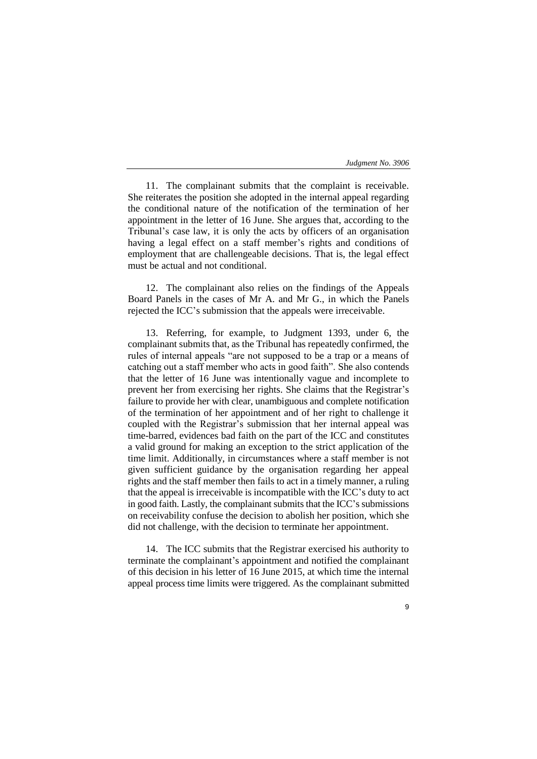11. The complainant submits that the complaint is receivable. She reiterates the position she adopted in the internal appeal regarding the conditional nature of the notification of the termination of her appointment in the letter of 16 June. She argues that, according to the Tribunal's case law, it is only the acts by officers of an organisation having a legal effect on a staff member's rights and conditions of employment that are challengeable decisions. That is, the legal effect must be actual and not conditional.

12. The complainant also relies on the findings of the Appeals Board Panels in the cases of Mr A. and Mr G., in which the Panels rejected the ICC's submission that the appeals were irreceivable.

13. Referring, for example, to Judgment 1393, under 6, the complainant submits that, as the Tribunal has repeatedly confirmed, the rules of internal appeals "are not supposed to be a trap or a means of catching out a staff member who acts in good faith". She also contends that the letter of 16 June was intentionally vague and incomplete to prevent her from exercising her rights. She claims that the Registrar's failure to provide her with clear, unambiguous and complete notification of the termination of her appointment and of her right to challenge it coupled with the Registrar's submission that her internal appeal was time-barred, evidences bad faith on the part of the ICC and constitutes a valid ground for making an exception to the strict application of the time limit. Additionally, in circumstances where a staff member is not given sufficient guidance by the organisation regarding her appeal rights and the staff member then fails to act in a timely manner, a ruling that the appeal is irreceivable is incompatible with the ICC's duty to act in good faith. Lastly, the complainant submits that the ICC's submissions on receivability confuse the decision to abolish her position, which she did not challenge, with the decision to terminate her appointment.

14. The ICC submits that the Registrar exercised his authority to terminate the complainant's appointment and notified the complainant of this decision in his letter of 16 June 2015, at which time the internal appeal process time limits were triggered. As the complainant submitted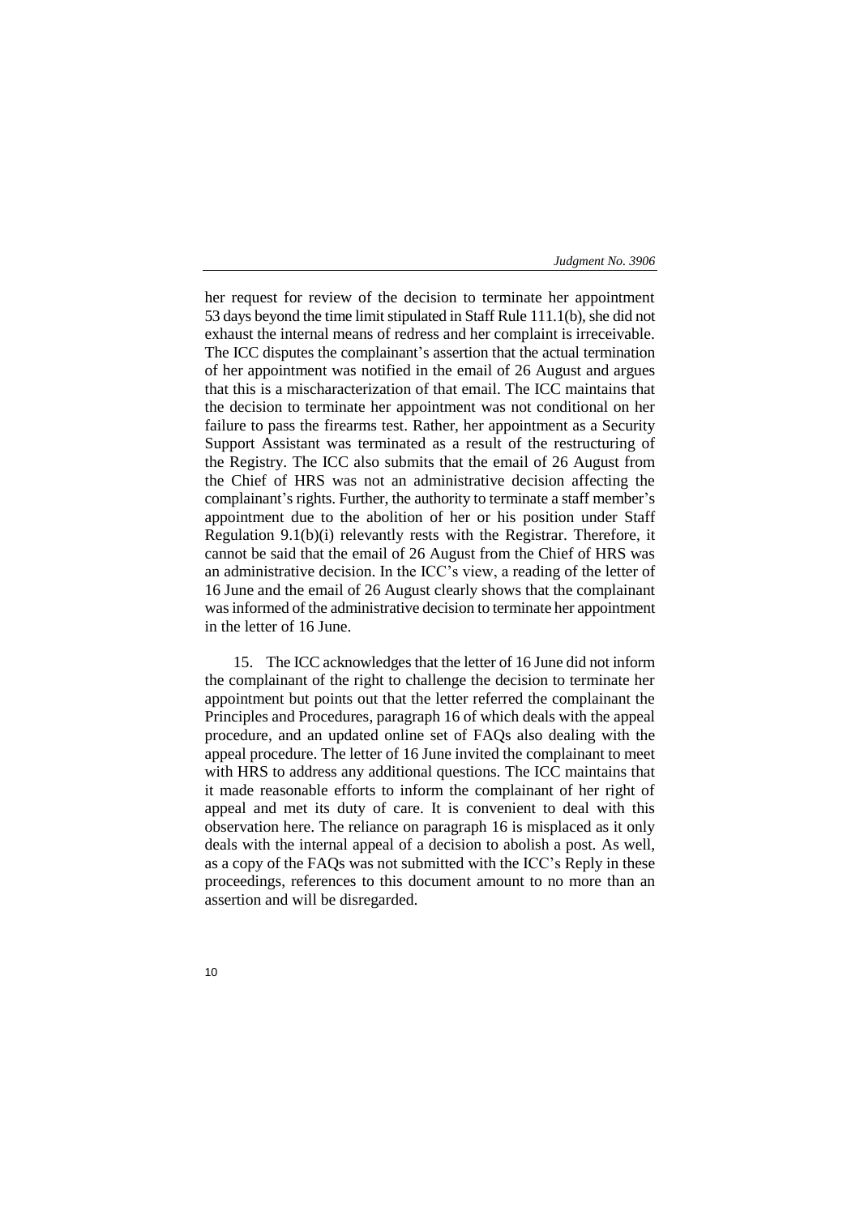her request for review of the decision to terminate her appointment 53 days beyond the time limit stipulated in Staff Rule 111.1(b), she did not exhaust the internal means of redress and her complaint is irreceivable. The ICC disputes the complainant's assertion that the actual termination of her appointment was notified in the email of 26 August and argues that this is a mischaracterization of that email. The ICC maintains that the decision to terminate her appointment was not conditional on her failure to pass the firearms test. Rather, her appointment as a Security Support Assistant was terminated as a result of the restructuring of the Registry. The ICC also submits that the email of 26 August from the Chief of HRS was not an administrative decision affecting the complainant's rights. Further, the authority to terminate a staff member's appointment due to the abolition of her or his position under Staff Regulation 9.1(b)(i) relevantly rests with the Registrar. Therefore, it cannot be said that the email of 26 August from the Chief of HRS was an administrative decision. In the ICC's view, a reading of the letter of 16 June and the email of 26 August clearly shows that the complainant was informed of the administrative decision to terminate her appointment in the letter of 16 June.

15. The ICC acknowledges that the letter of 16 June did not inform the complainant of the right to challenge the decision to terminate her appointment but points out that the letter referred the complainant the Principles and Procedures, paragraph 16 of which deals with the appeal procedure, and an updated online set of FAQs also dealing with the appeal procedure. The letter of 16 June invited the complainant to meet with HRS to address any additional questions. The ICC maintains that it made reasonable efforts to inform the complainant of her right of appeal and met its duty of care. It is convenient to deal with this observation here. The reliance on paragraph 16 is misplaced as it only deals with the internal appeal of a decision to abolish a post. As well, as a copy of the FAQs was not submitted with the ICC's Reply in these proceedings, references to this document amount to no more than an assertion and will be disregarded.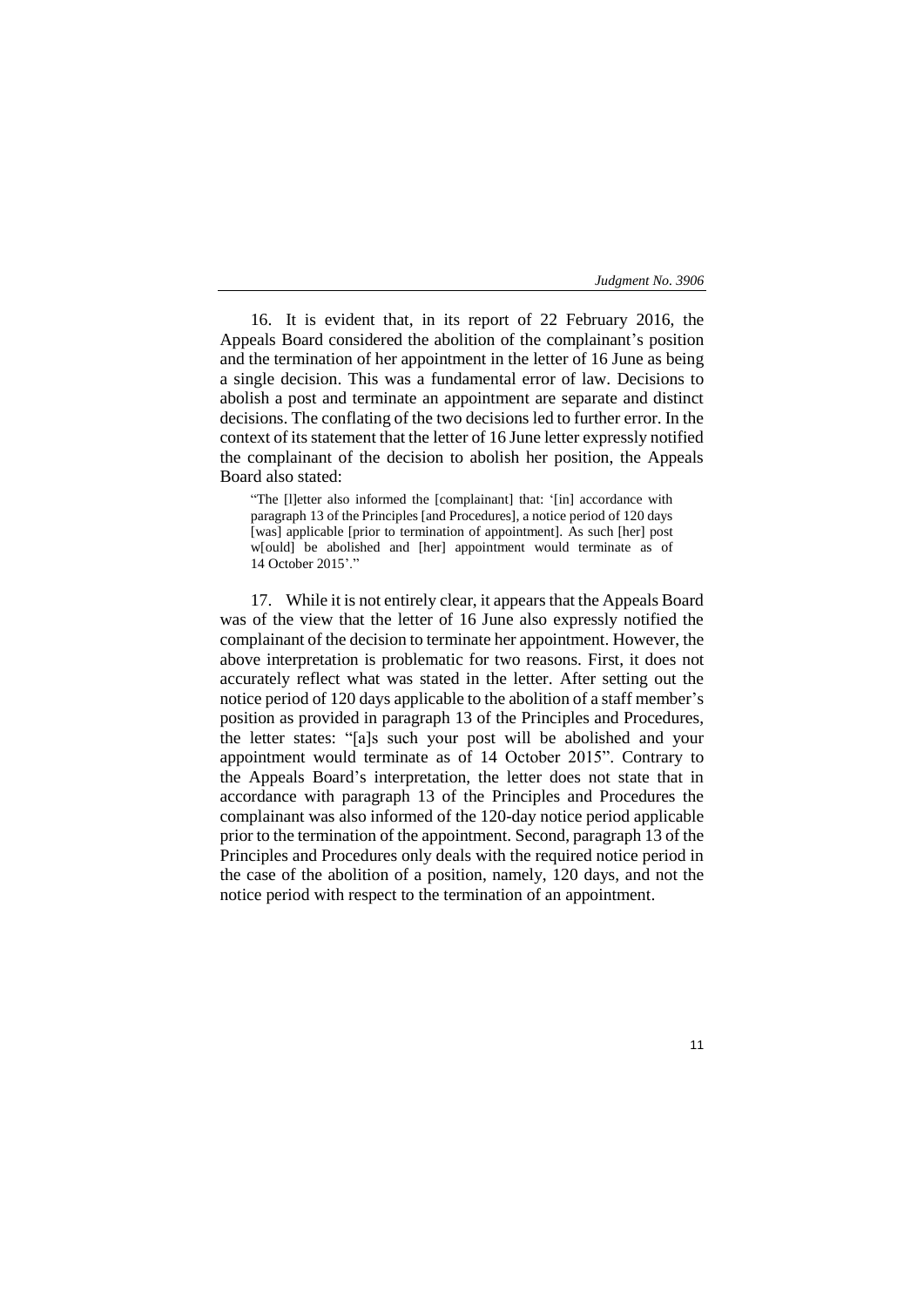16. It is evident that, in its report of 22 February 2016, the Appeals Board considered the abolition of the complainant's position and the termination of her appointment in the letter of 16 June as being a single decision. This was a fundamental error of law. Decisions to abolish a post and terminate an appointment are separate and distinct decisions. The conflating of the two decisions led to further error. In the context of its statement that the letter of 16 June letter expressly notified the complainant of the decision to abolish her position, the Appeals Board also stated:

> "The [l]etter also informed the [complainant] that: '[in] accordance with paragraph 13 of the Principles [and Procedures], a notice period of 120 days [was] applicable [prior to termination of appointment]. As such [her] post w[ould] be abolished and [her] appointment would terminate as of 14 October 2015'."

17. While it is not entirely clear, it appears that the Appeals Board was of the view that the letter of 16 June also expressly notified the complainant of the decision to terminate her appointment. However, the above interpretation is problematic for two reasons. First, it does not accurately reflect what was stated in the letter. After setting out the notice period of 120 days applicable to the abolition of a staff member's position as provided in paragraph 13 of the Principles and Procedures, the letter states: "[a]s such your post will be abolished and your appointment would terminate as of 14 October 2015". Contrary to the Appeals Board's interpretation, the letter does not state that in accordance with paragraph 13 of the Principles and Procedures the complainant was also informed of the 120-day notice period applicable prior to the termination of the appointment. Second, paragraph 13 of the Principles and Procedures only deals with the required notice period in the case of the abolition of a position, namely, 120 days, and not the notice period with respect to the termination of an appointment.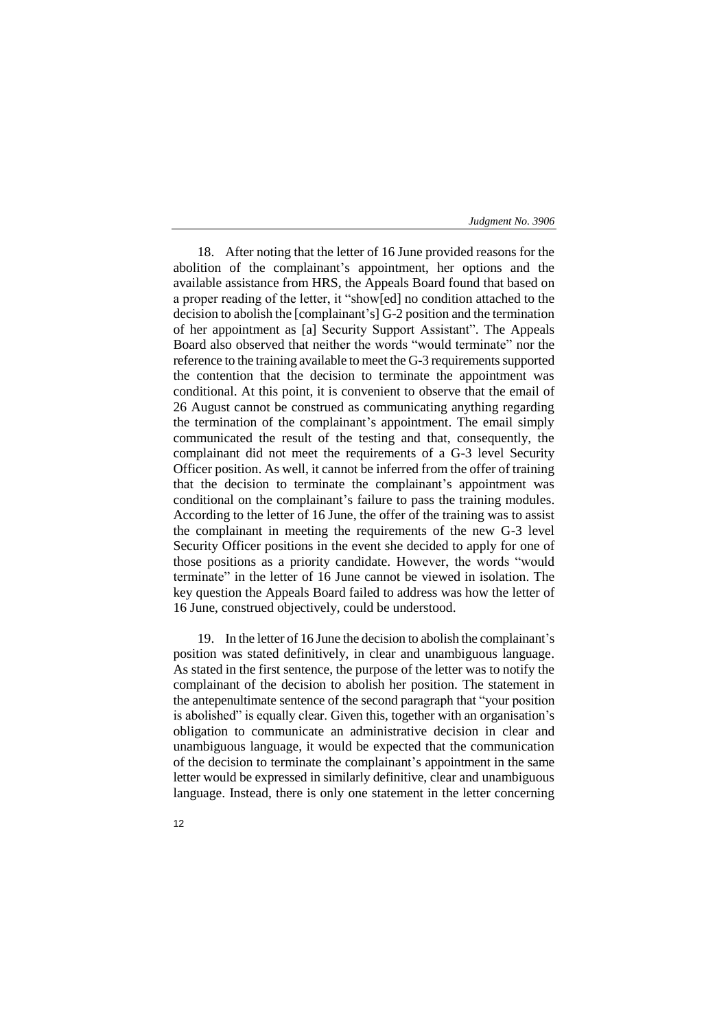18. After noting that the letter of 16 June provided reasons for the abolition of the complainant's appointment, her options and the available assistance from HRS, the Appeals Board found that based on a proper reading of the letter, it "show[ed] no condition attached to the decision to abolish the [complainant's] G-2 position and the termination of her appointment as [a] Security Support Assistant". The Appeals Board also observed that neither the words "would terminate" nor the reference to the training available to meet the G-3 requirements supported the contention that the decision to terminate the appointment was conditional. At this point, it is convenient to observe that the email of 26 August cannot be construed as communicating anything regarding the termination of the complainant's appointment. The email simply communicated the result of the testing and that, consequently, the complainant did not meet the requirements of a G-3 level Security Officer position. As well, it cannot be inferred from the offer of training that the decision to terminate the complainant's appointment was conditional on the complainant's failure to pass the training modules. According to the letter of 16 June, the offer of the training was to assist the complainant in meeting the requirements of the new G-3 level Security Officer positions in the event she decided to apply for one of those positions as a priority candidate. However, the words "would terminate" in the letter of 16 June cannot be viewed in isolation. The key question the Appeals Board failed to address was how the letter of 16 June, construed objectively, could be understood.

19. In the letter of 16 June the decision to abolish the complainant's position was stated definitively, in clear and unambiguous language. As stated in the first sentence, the purpose of the letter was to notify the complainant of the decision to abolish her position. The statement in the antepenultimate sentence of the second paragraph that "your position is abolished" is equally clear. Given this, together with an organisation's obligation to communicate an administrative decision in clear and unambiguous language, it would be expected that the communication of the decision to terminate the complainant's appointment in the same letter would be expressed in similarly definitive, clear and unambiguous language. Instead, there is only one statement in the letter concerning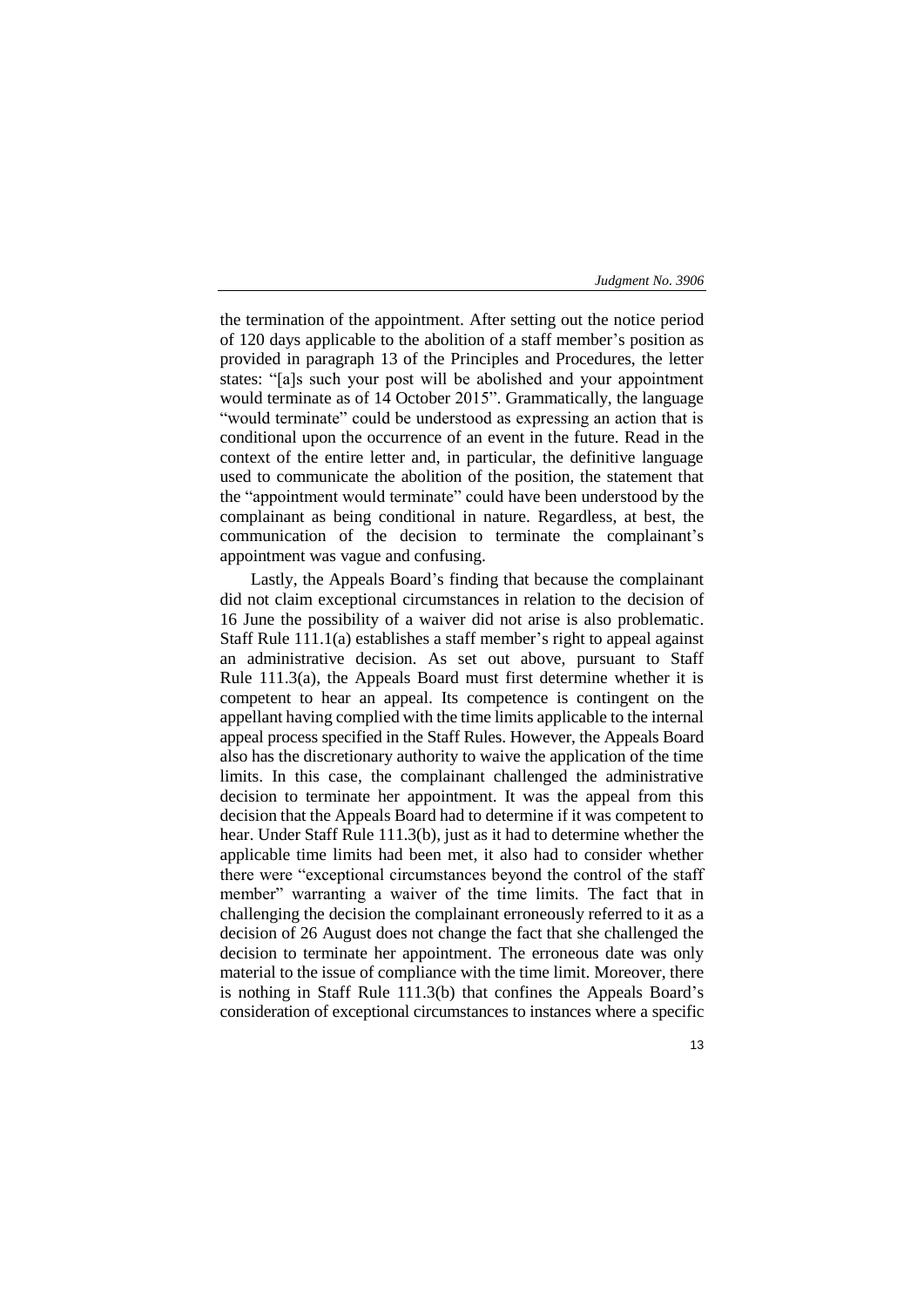the termination of the appointment. After setting out the notice period of 120 days applicable to the abolition of a staff member's position as provided in paragraph 13 of the Principles and Procedures, the letter states: "[a]s such your post will be abolished and your appointment would terminate as of 14 October 2015". Grammatically, the language "would terminate" could be understood as expressing an action that is conditional upon the occurrence of an event in the future. Read in the context of the entire letter and, in particular, the definitive language used to communicate the abolition of the position, the statement that the "appointment would terminate" could have been understood by the complainant as being conditional in nature. Regardless, at best, the communication of the decision to terminate the complainant's appointment was vague and confusing.

Lastly, the Appeals Board's finding that because the complainant did not claim exceptional circumstances in relation to the decision of 16 June the possibility of a waiver did not arise is also problematic. Staff Rule 111.1(a) establishes a staff member's right to appeal against an administrative decision. As set out above, pursuant to Staff Rule 111.3(a), the Appeals Board must first determine whether it is competent to hear an appeal. Its competence is contingent on the appellant having complied with the time limits applicable to the internal appeal process specified in the Staff Rules. However, the Appeals Board also has the discretionary authority to waive the application of the time limits. In this case, the complainant challenged the administrative decision to terminate her appointment. It was the appeal from this decision that the Appeals Board had to determine if it was competent to hear. Under Staff Rule 111.3(b), just as it had to determine whether the applicable time limits had been met, it also had to consider whether there were "exceptional circumstances beyond the control of the staff member" warranting a waiver of the time limits. The fact that in challenging the decision the complainant erroneously referred to it as a decision of 26 August does not change the fact that she challenged the decision to terminate her appointment. The erroneous date was only material to the issue of compliance with the time limit. Moreover, there is nothing in Staff Rule 111.3(b) that confines the Appeals Board's consideration of exceptional circumstances to instances where a specific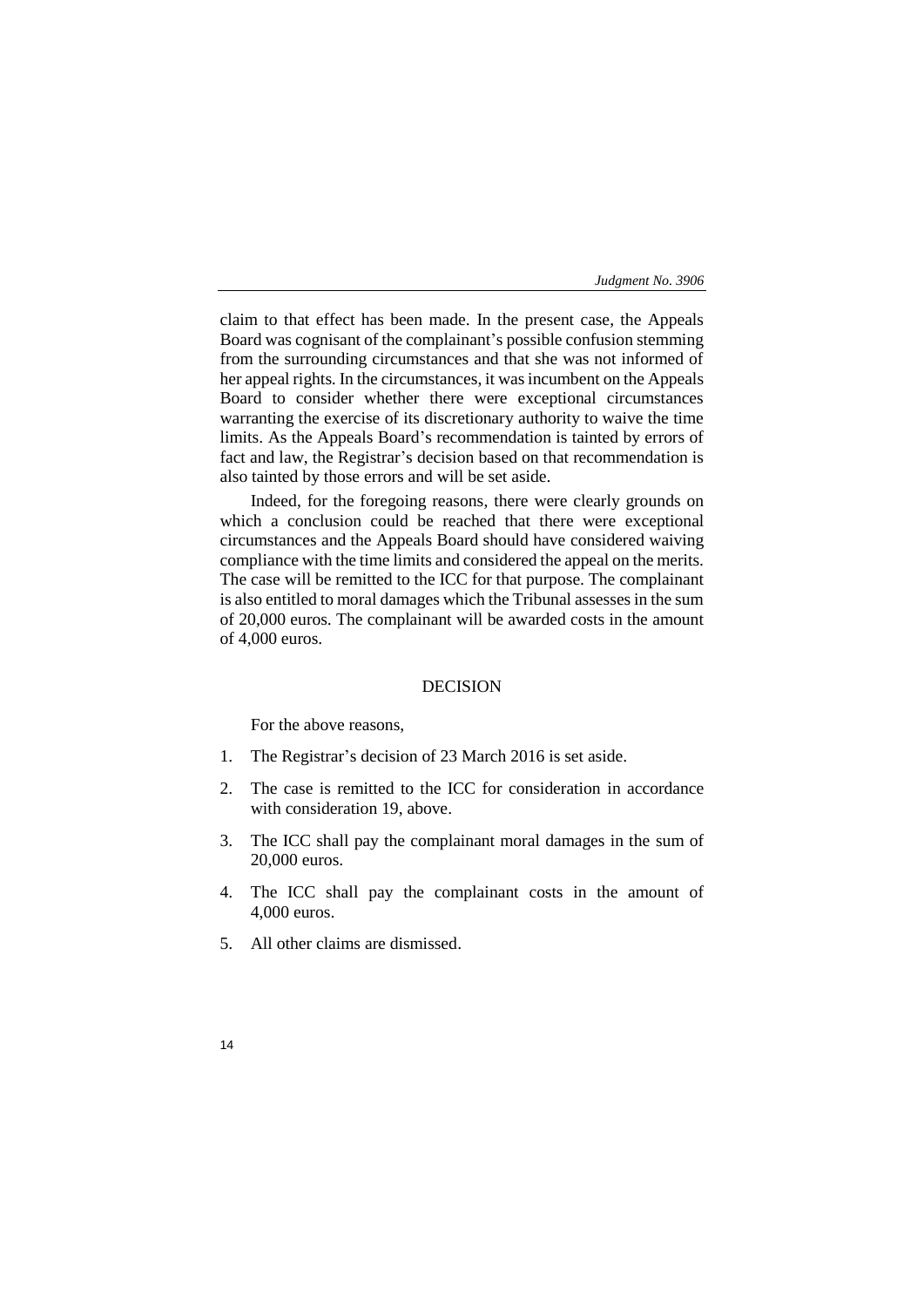claim to that effect has been made. In the present case, the Appeals Board was cognisant of the complainant's possible confusion stemming from the surrounding circumstances and that she was not informed of her appeal rights. In the circumstances, it was incumbent on the Appeals Board to consider whether there were exceptional circumstances warranting the exercise of its discretionary authority to waive the time limits. As the Appeals Board's recommendation is tainted by errors of fact and law, the Registrar's decision based on that recommendation is also tainted by those errors and will be set aside.

Indeed, for the foregoing reasons, there were clearly grounds on which a conclusion could be reached that there were exceptional circumstances and the Appeals Board should have considered waiving compliance with the time limits and considered the appeal on the merits. The case will be remitted to the ICC for that purpose. The complainant is also entitled to moral damages which the Tribunal assesses in the sum of 20,000 euros. The complainant will be awarded costs in the amount of 4,000 euros.

## DECISION

For the above reasons,

1. The Registrar's decision of 23 March 2016 is set aside.
2. The case is remitted to the ICC for consideration in accordance with consideration 19, above.
3. The ICC shall pay the complainant moral damages in the sum of 20,000 euros.
4. The ICC shall pay the complainant costs in the amount of 4,000 euros.
5. All other claims are dismissed.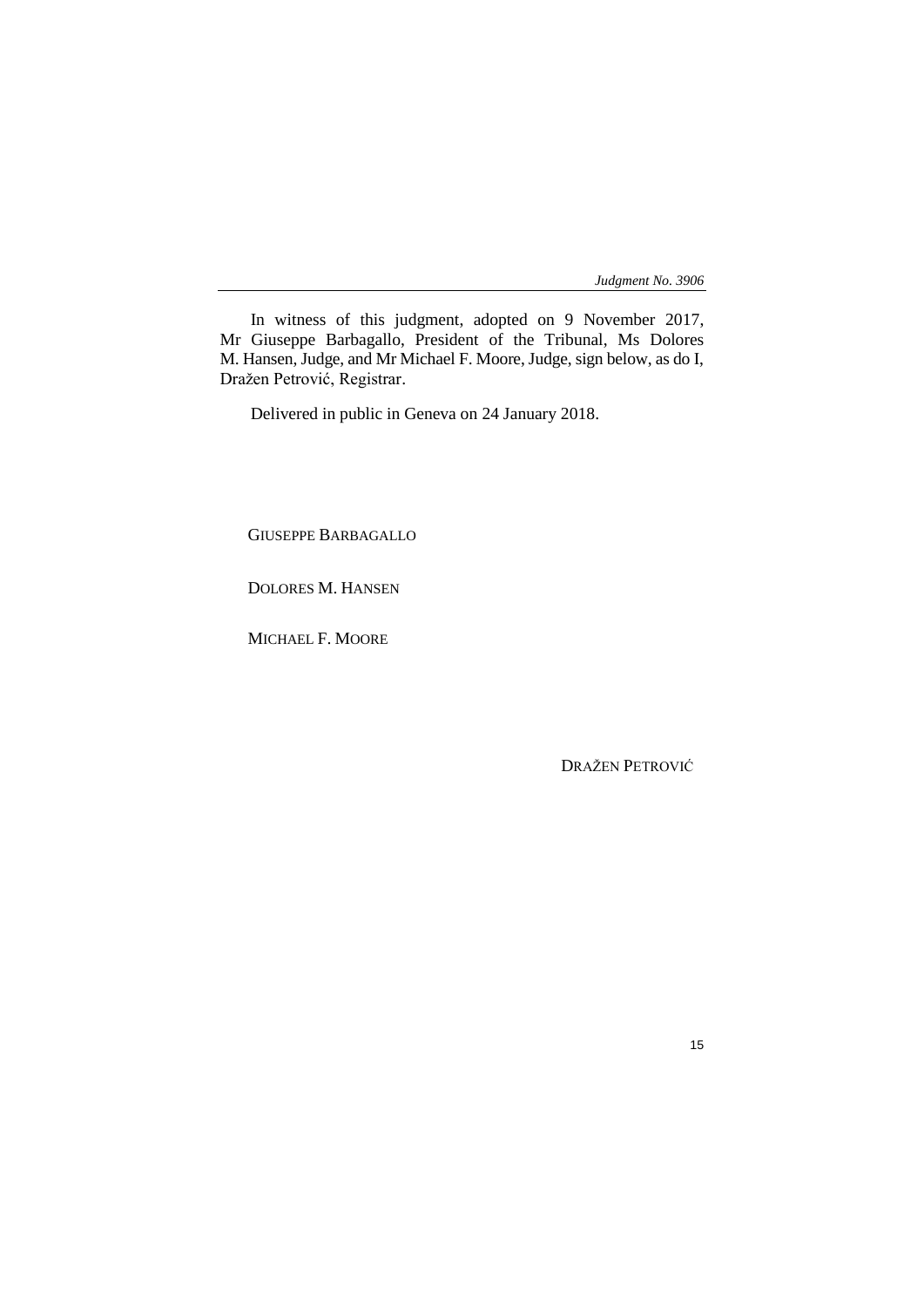In witness of this judgment, adopted on 9 November 2017, Mr Giuseppe Barbagallo, President of the Tribunal, Ms Dolores M. Hansen, Judge, and Mr Michael F. Moore, Judge, sign below, as do I, Dražen Petrović, Registrar.

Delivered in public in Geneva on 24 January 2018.

GIUSEPPE BARBAGALLO

DOLORES M. HANSEN

MICHAEL F. MOORE

DRAŽEN PETROVIĆ